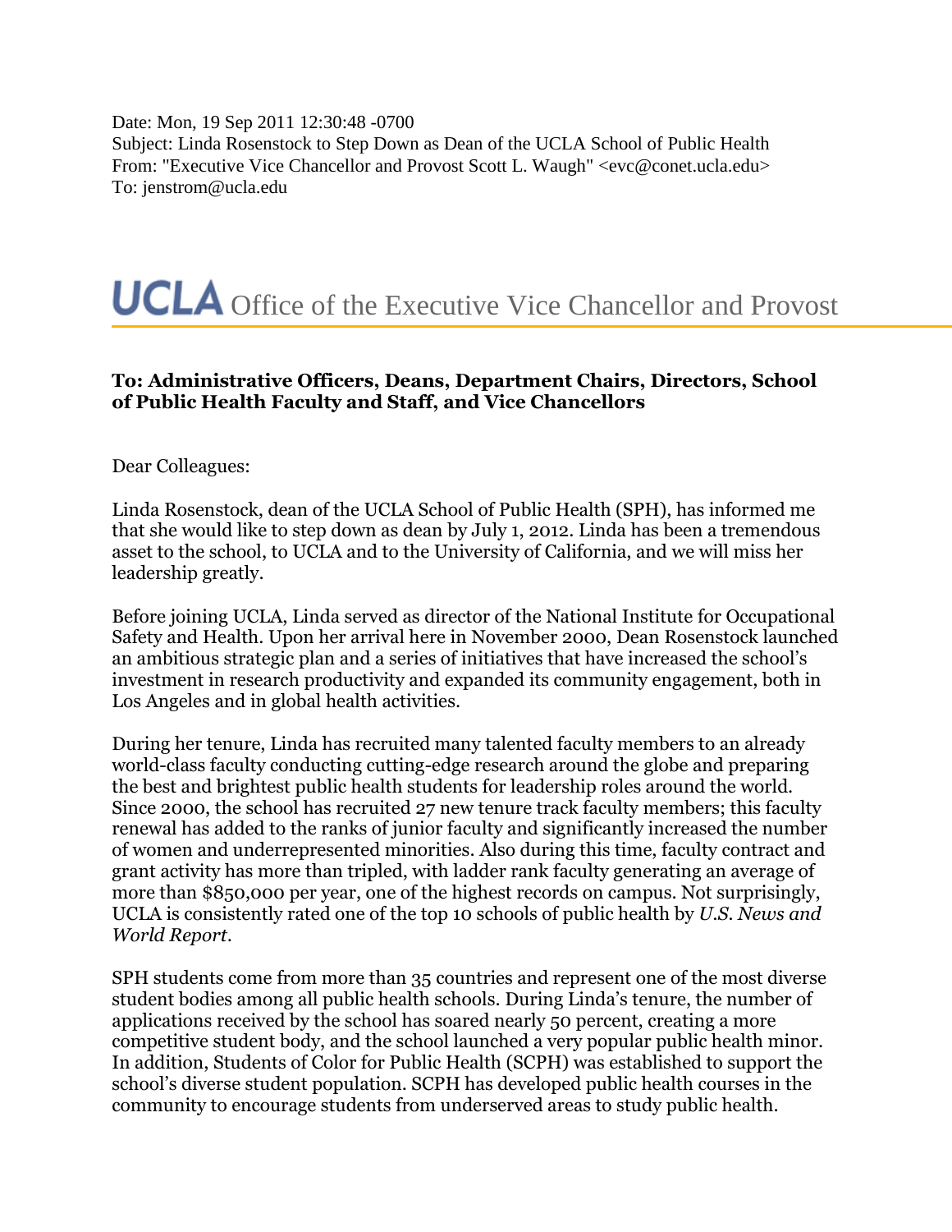Date: Mon, 19 Sep 2011 12:30:48 -0700
Subject: Linda Rosenstock to Step Down as Dean of the UCLA School of Public Health
From: "Executive Vice Chancellor and Provost Scott L. Waugh" <evc@conet.ucla.edu>
To: jenstrom@ucla.edu

# UCLA Office of the Executive Vice Chancellor and Provost

**To: Administrative Officers, Deans, Department Chairs, Directors, School of Public Health Faculty and Staff, and Vice Chancellors**

Dear Colleagues:

Linda Rosenstock, dean of the UCLA School of Public Health (SPH), has informed me that she would like to step down as dean by July 1, 2012. Linda has been a tremendous asset to the school, to UCLA and to the University of California, and we will miss her leadership greatly.

Before joining UCLA, Linda served as director of the National Institute for Occupational Safety and Health. Upon her arrival here in November 2000, Dean Rosenstock launched an ambitious strategic plan and a series of initiatives that have increased the school's investment in research productivity and expanded its community engagement, both in Los Angeles and in global health activities.

During her tenure, Linda has recruited many talented faculty members to an already world-class faculty conducting cutting-edge research around the globe and preparing the best and brightest public health students for leadership roles around the world. Since 2000, the school has recruited 27 new tenure track faculty members; this faculty renewal has added to the ranks of junior faculty and significantly increased the number of women and underrepresented minorities. Also during this time, faculty contract and grant activity has more than tripled, with ladder rank faculty generating an average of more than $850,000 per year, one of the highest records on campus. Not surprisingly, UCLA is consistently rated one of the top 10 schools of public health by *U.S. News and World Report*.

SPH students come from more than 35 countries and represent one of the most diverse student bodies among all public health schools. During Linda's tenure, the number of applications received by the school has soared nearly 50 percent, creating a more competitive student body, and the school launched a very popular public health minor. In addition, Students of Color for Public Health (SCPH) was established to support the school's diverse student population. SCPH has developed public health courses in the community to encourage students from underserved areas to study public health.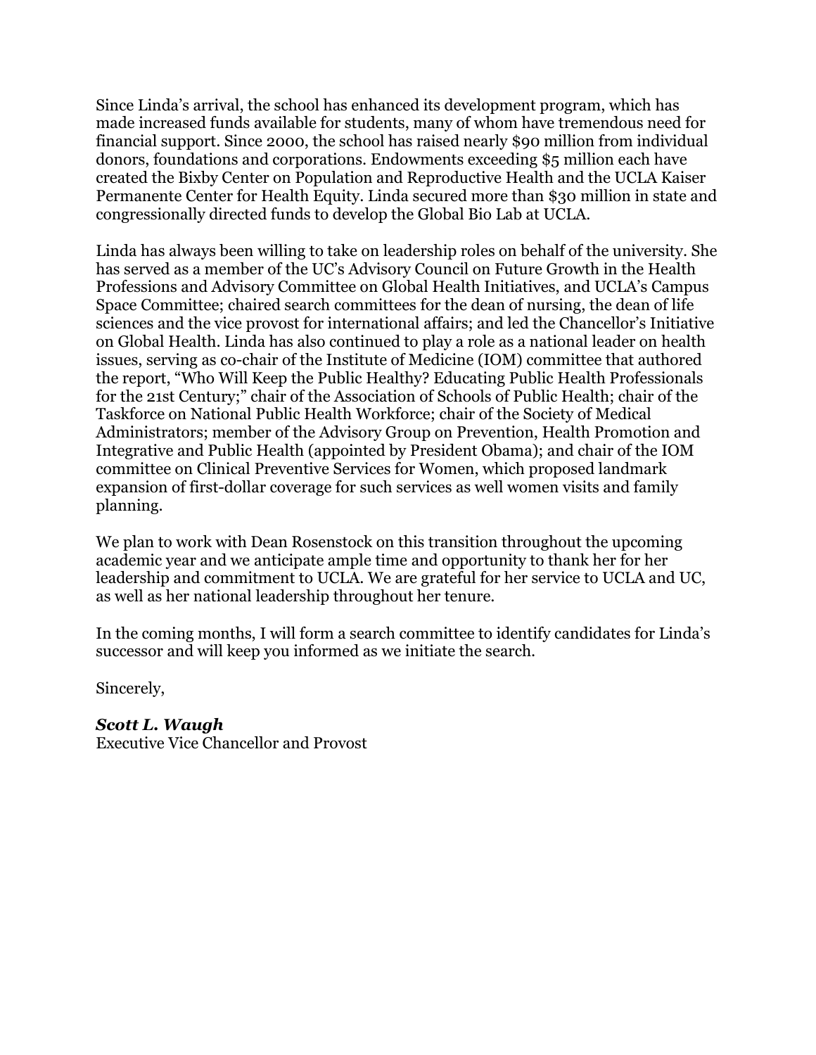Since Linda's arrival, the school has enhanced its development program, which has made increased funds available for students, many of whom have tremendous need for financial support. Since 2000, the school has raised nearly $90 million from individual donors, foundations and corporations. Endowments exceeding $5 million each have created the Bixby Center on Population and Reproductive Health and the UCLA Kaiser Permanente Center for Health Equity. Linda secured more than $30 million in state and congressionally directed funds to develop the Global Bio Lab at UCLA.

Linda has always been willing to take on leadership roles on behalf of the university. She has served as a member of the UC's Advisory Council on Future Growth in the Health Professions and Advisory Committee on Global Health Initiatives, and UCLA's Campus Space Committee; chaired search committees for the dean of nursing, the dean of life sciences and the vice provost for international affairs; and led the Chancellor's Initiative on Global Health. Linda has also continued to play a role as a national leader on health issues, serving as co-chair of the Institute of Medicine (IOM) committee that authored the report, "Who Will Keep the Public Healthy? Educating Public Health Professionals for the 21st Century;" chair of the Association of Schools of Public Health; chair of the Taskforce on National Public Health Workforce; chair of the Society of Medical Administrators; member of the Advisory Group on Prevention, Health Promotion and Integrative and Public Health (appointed by President Obama); and chair of the IOM committee on Clinical Preventive Services for Women, which proposed landmark expansion of first-dollar coverage for such services as well women visits and family planning.

We plan to work with Dean Rosenstock on this transition throughout the upcoming academic year and we anticipate ample time and opportunity to thank her for her leadership and commitment to UCLA. We are grateful for her service to UCLA and UC, as well as her national leadership throughout her tenure.

In the coming months, I will form a search committee to identify candidates for Linda's successor and will keep you informed as we initiate the search.

Sincerely,

***Scott L. Waugh***
Executive Vice Chancellor and Provost